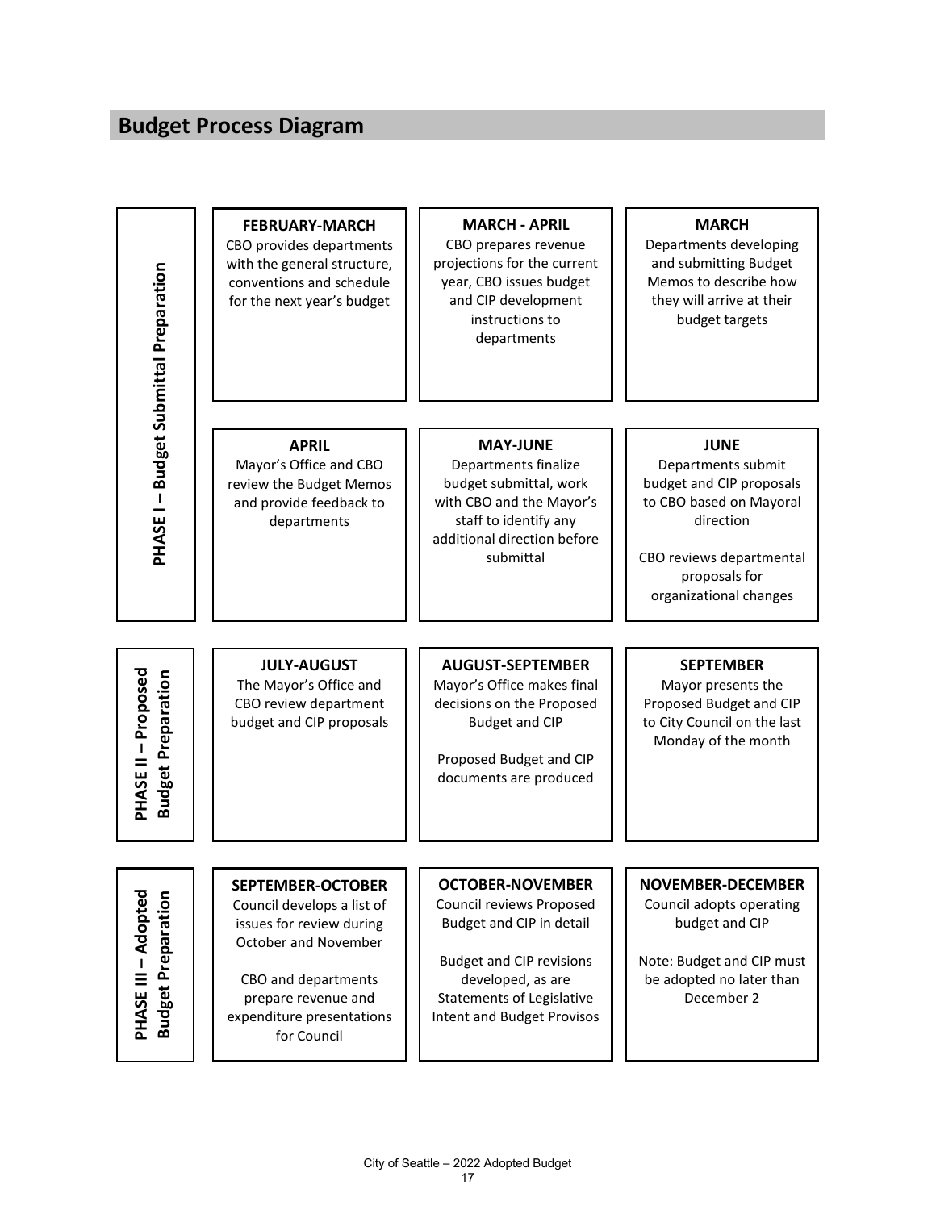## Budget Process Diagram

### PHASE I – Budget Submittal Preparation

**FEBRUARY-MARCH**
CBO provides departments with the general structure, conventions and schedule for the next year's budget

**MARCH - APRIL**
CBO prepares revenue projections for the current year, CBO issues budget and CIP development instructions to departments

**MARCH**
Departments developing and submitting Budget Memos to describe how they will arrive at their budget targets

**APRIL**
Mayor's Office and CBO review the Budget Memos and provide feedback to departments

**MAY-JUNE**
Departments finalize budget submittal, work with CBO and the Mayor's staff to identify any additional direction before submittal

**JUNE**
Departments submit budget and CIP proposals to CBO based on Mayoral direction

CBO reviews departmental proposals for organizational changes

### PHASE II – Proposed Budget Preparation

**JULY-AUGUST**
The Mayor's Office and CBO review department budget and CIP proposals

**AUGUST-SEPTEMBER**
Mayor's Office makes final decisions on the Proposed Budget and CIP

Proposed Budget and CIP documents are produced

**SEPTEMBER**
Mayor presents the Proposed Budget and CIP to City Council on the last Monday of the month

### PHASE III – Adopted Budget Preparation

**SEPTEMBER-OCTOBER**
Council develops a list of issues for review during October and November

CBO and departments prepare revenue and expenditure presentations for Council

**OCTOBER-NOVEMBER**
Council reviews Proposed Budget and CIP in detail

Budget and CIP revisions developed, as are Statements of Legislative Intent and Budget Provisos

**NOVEMBER-DECEMBER**
Council adopts operating budget and CIP

Note: Budget and CIP must be adopted no later than December 2